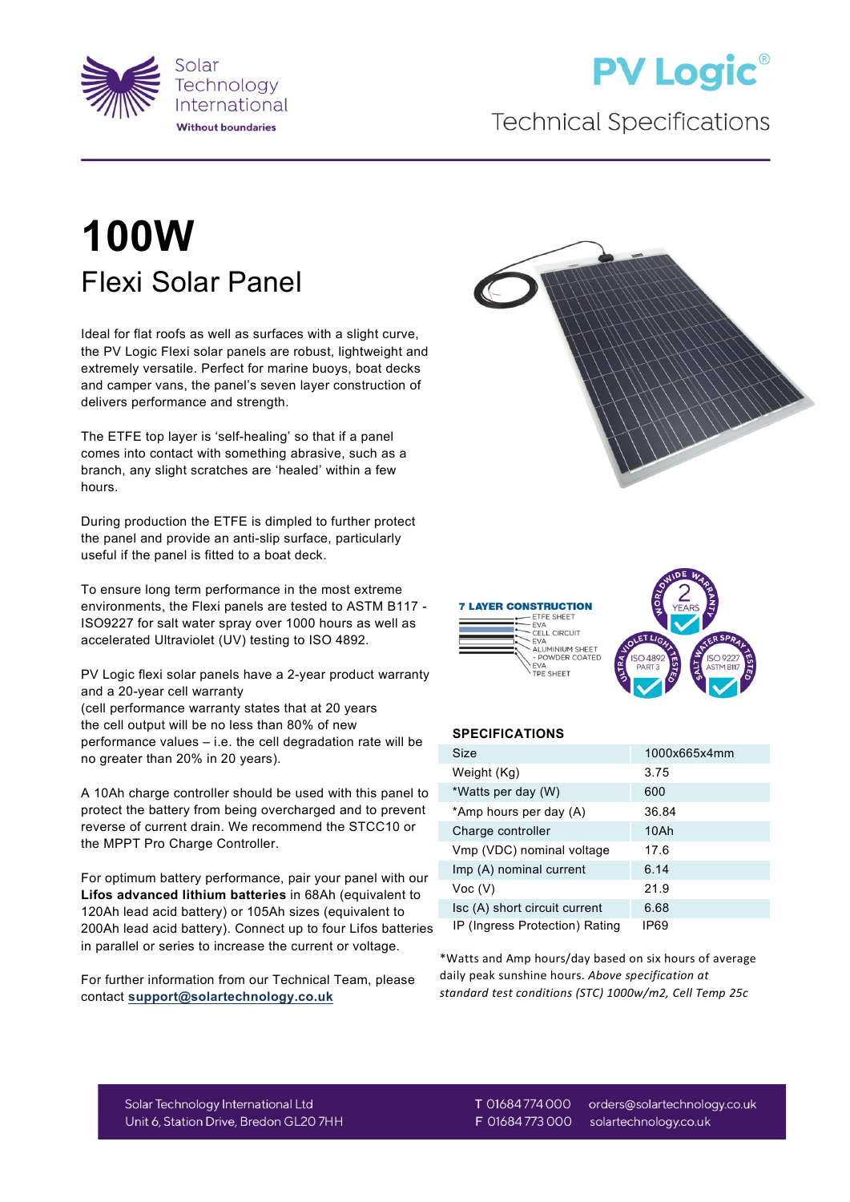Solar Technology International
Without boundaries

PV Logic®

Technical Specifications

# 100W

## Flexi Solar Panel

Ideal for flat roofs as well as surfaces with a slight curve, the PV Logic Flexi solar panels are robust, lightweight and extremely versatile. Perfect for marine buoys, boat decks and camper vans, the panel's seven layer construction of delivers performance and strength.

The ETFE top layer is 'self-healing' so that if a panel comes into contact with something abrasive, such as a branch, any slight scratches are 'healed' within a few hours.

During production the ETFE is dimpled to further protect the panel and provide an anti-slip surface, particularly useful if the panel is fitted to a boat deck.

To ensure long term performance in the most extreme environments, the Flexi panels are tested to ASTM B117 - ISO9227 for salt water spray over 1000 hours as well as accelerated Ultraviolet (UV) testing to ISO 4892.

PV Logic flexi solar panels have a 2-year product warranty and a 20-year cell warranty
(cell performance warranty states that at 20 years the cell output will be no less than 80% of new performance values – i.e. the cell degradation rate will be no greater than 20% in 20 years).

A 10Ah charge controller should be used with this panel to protect the battery from being overcharged and to prevent reverse of current drain. We recommend the STCC10 or the MPPT Pro Charge Controller.

For optimum battery performance, pair your panel with our **Lifos advanced lithium batteries** in 68Ah (equivalent to 120Ah lead acid battery) or 105Ah sizes (equivalent to 200Ah lead acid battery). Connect up to four Lifos batteries in parallel or series to increase the current or voltage.

For further information from our Technical Team, please contact **support@solartechnology.co.uk**

**7 LAYER CONSTRUCTION**
- ETFE SHEET
- EVA
- CELL CIRCUIT
- EVA
- ALUMINIUM SHEET - POWDER COATED
- EVA
- TPE SHEET

WORLDWIDE WARRANTY 2 YEARS

ULTRA VIOLET LIGHT TESTED ISO 4892 PART 3

SALT WATER SPRAY TESTED ISO 9227 ASTM B117

### SPECIFICATIONS

| | |
|---|---|
| Size | 1000x665x4mm |
| Weight (Kg) | 3.75 |
| *Watts per day (W) | 600 |
| *Amp hours per day (A) | 36.84 |
| Charge controller | 10Ah |
| Vmp (VDC) nominal voltage | 17.6 |
| Imp (A) nominal current | 6.14 |
| Voc (V) | 21.9 |
| Isc (A) short circuit current | 6.68 |
| IP (Ingress Protection) Rating | IP69 |

*Watts and Amp hours/day based on six hours of average daily peak sunshine hours. *Above specification at standard test conditions (STC) 1000w/m2, Cell Temp 25c*

Solar Technology International Ltd
Unit 6, Station Drive, Bredon GL20 7HH

T 01684 774 000
F 01684 773 000

orders@solartechnology.co.uk
solartechnology.co.uk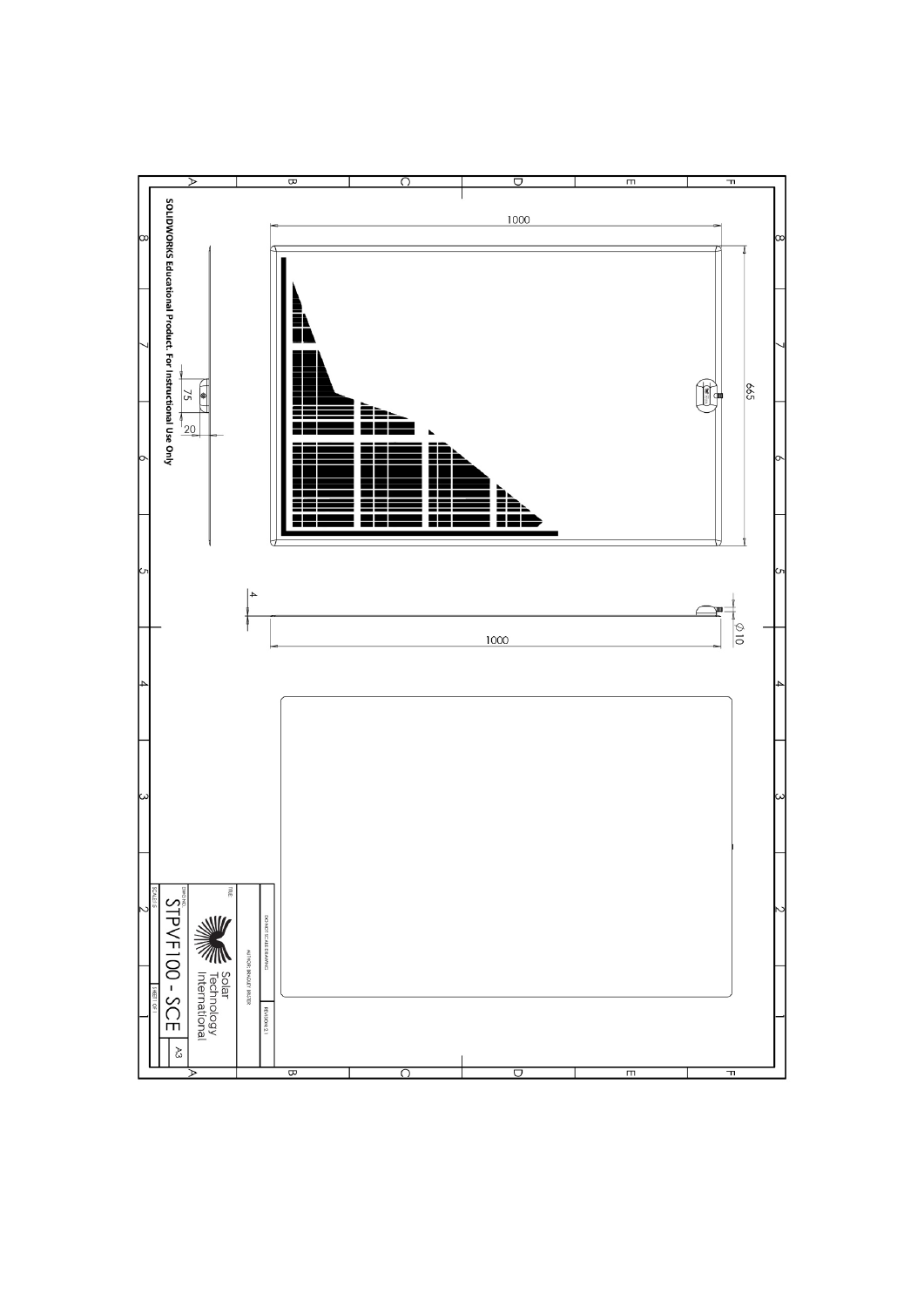SOLIDWORKS Educational Product. For Instructional Use Only

1000

665

75

20

4

1000

Ø10

DO NOT SCALE DRAWING

AUTHOR: BRADLEY FOSTER

REVISION 2.1

TITLE:

Solar Technology International

DWG NO.

STPVF100 - SCE

A3

SCALE:1:5

SHEET 1 OF 1